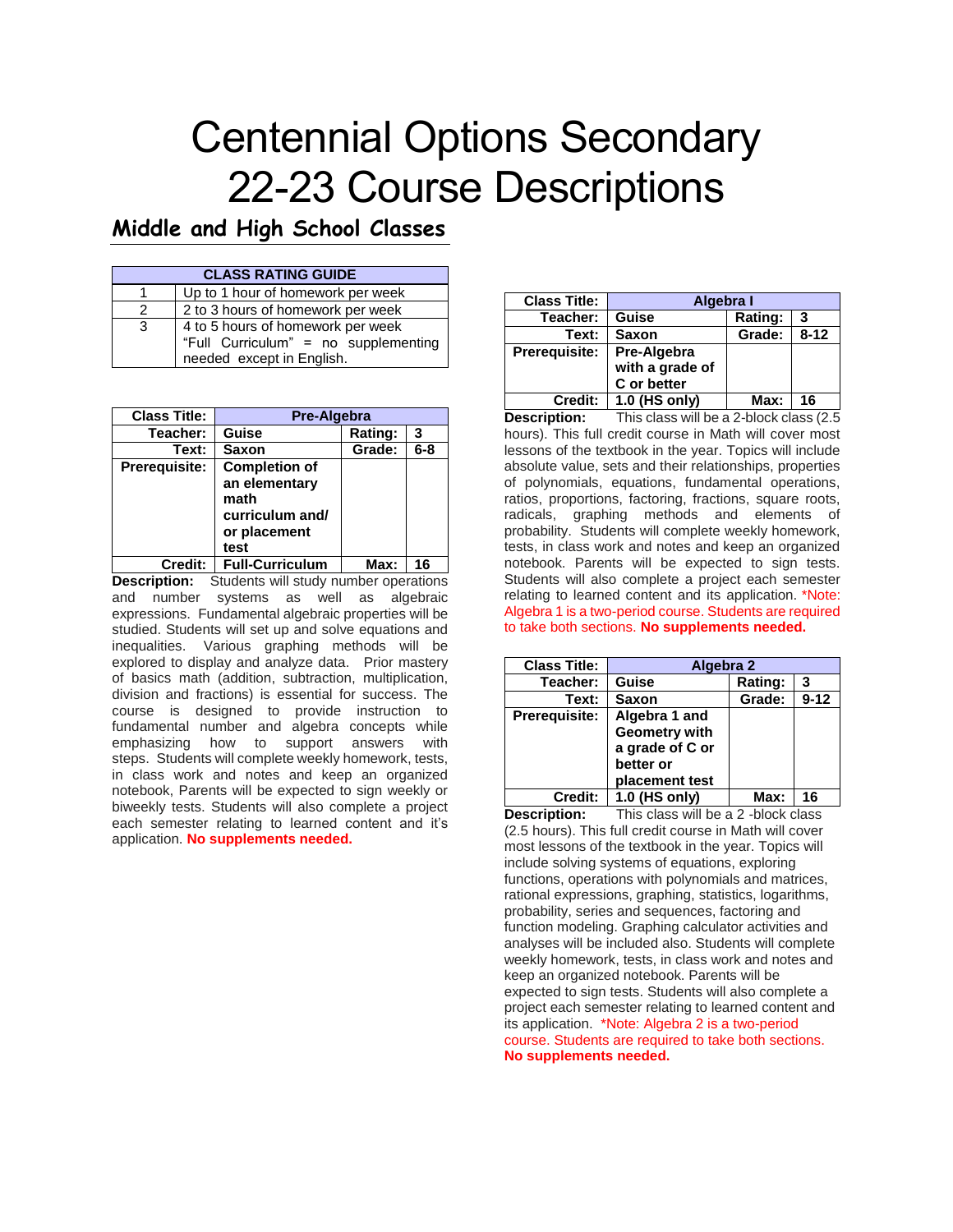# Centennial Options Secondary 22-23 Course Descriptions

## Middle and High School Classes

| CLASS RATING GUIDE | |
|---|---|
| 1 | Up to 1 hour of homework per week |
| 2 | 2 to 3 hours of homework per week |
| 3 | 4 to 5 hours of homework per week "Full Curriculum" = no supplementing needed except in English. |

| Class Title: | Pre-Algebra | | |
|---|---|---|---|
| Teacher: | Guise | Rating: | 3 |
| Text: | Saxon | Grade: | 6-8 |
| Prerequisite: | Completion of an elementary math curriculum and/ or placement test | | |
| Credit: | Full-Curriculum | Max: | 16 |

**Description:** Students will study number operations and number systems as well as algebraic expressions. Fundamental algebraic properties will be studied. Students will set up and solve equations and inequalities. Various graphing methods will be explored to display and analyze data. Prior mastery of basics math (addition, subtraction, multiplication, division and fractions) is essential for success. The course is designed to provide instruction to fundamental number and algebra concepts while emphasizing how to support answers with steps. Students will complete weekly homework, tests, in class work and notes and keep an organized notebook, Parents will be expected to sign weekly or biweekly tests. Students will also complete a project each semester relating to learned content and it's application. **No supplements needed.**

| Class Title: | Algebra I | | |
|---|---|---|---|
| Teacher: | Guise | Rating: | 3 |
| Text: | Saxon | Grade: | 8-12 |
| Prerequisite: | Pre-Algebra with a grade of C or better | | |
| Credit: | 1.0 (HS only) | Max: | 16 |

**Description:** This class will be a 2-block class (2.5 hours). This full credit course in Math will cover most lessons of the textbook in the year. Topics will include absolute value, sets and their relationships, properties of polynomials, equations, fundamental operations, ratios, proportions, factoring, fractions, square roots, radicals, graphing methods and elements of probability. Students will complete weekly homework, tests, in class work and notes and keep an organized notebook. Parents will be expected to sign tests. Students will also complete a project each semester relating to learned content and its application. *Note: Algebra 1 is a two-period course. Students are required to take both sections. **No supplements needed.**

| Class Title: | Algebra 2 | | |
|---|---|---|---|
| Teacher: | Guise | Rating: | 3 |
| Text: | Saxon | Grade: | 9-12 |
| Prerequisite: | Algebra 1 and Geometry with a grade of C or better or placement test | | |
| Credit: | 1.0 (HS only) | Max: | 16 |

**Description:** This class will be a 2 -block class (2.5 hours). This full credit course in Math will cover most lessons of the textbook in the year. Topics will include solving systems of equations, exploring functions, operations with polynomials and matrices, rational expressions, graphing, statistics, logarithms, probability, series and sequences, factoring and function modeling. Graphing calculator activities and analyses will be included also. Students will complete weekly homework, tests, in class work and notes and keep an organized notebook. Parents will be expected to sign tests. Students will also complete a project each semester relating to learned content and its application. *Note: Algebra 2 is a two-period course. Students are required to take both sections. **No supplements needed.**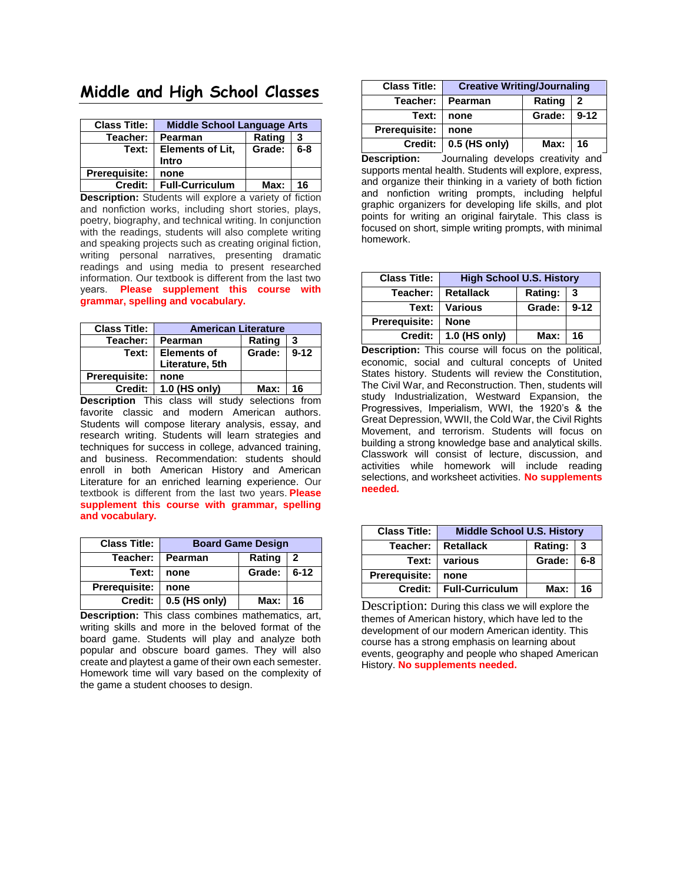# Middle and High School Classes

| Class Title: | Middle School Language Arts | | |
|---|---|---|---|
| Teacher: | Pearman | Rating | 3 |
| Text: | Elements of Lit, Intro | Grade: | 6-8 |
| Prerequisite: | none | | |
| Credit: | Full-Curriculum | Max: | 16 |

**Description:** Students will explore a variety of fiction and nonfiction works, including short stories, plays, poetry, biography, and technical writing. In conjunction with the readings, students will also complete writing and speaking projects such as creating original fiction, writing personal narratives, presenting dramatic readings and using media to present researched information. Our textbook is different from the last two years. **Please supplement this course with grammar, spelling and vocabulary.**

| Class Title: | American Literature | | |
|---|---|---|---|
| Teacher: | Pearman | Rating | 3 |
| Text: | Elements of Literature, 5th | Grade: | 9-12 |
| Prerequisite: | none | | |
| Credit: | 1.0 (HS only) | Max: | 16 |

**Description** This class will study selections from favorite classic and modern American authors. Students will compose literary analysis, essay, and research writing. Students will learn strategies and techniques for success in college, advanced training, and business. Recommendation: students should enroll in both American History and American Literature for an enriched learning experience. Our textbook is different from the last two years. **Please supplement this course with grammar, spelling and vocabulary.**

| Class Title: | Board Game Design | | |
|---|---|---|---|
| Teacher: | Pearman | Rating | 2 |
| Text: | none | Grade: | 6-12 |
| Prerequisite: | none | | |
| Credit: | 0.5 (HS only) | Max: | 16 |

**Description:** This class combines mathematics, art, writing skills and more in the beloved format of the board game. Students will play and analyze both popular and obscure board games. They will also create and playtest a game of their own each semester. Homework time will vary based on the complexity of the game a student chooses to design.

| Class Title: | Creative Writing/Journaling | | |
|---|---|---|---|
| Teacher: | Pearman | Rating | 2 |
| Text: | none | Grade: | 9-12 |
| Prerequisite: | none | | |
| Credit: | 0.5 (HS only) | Max: | 16 |

**Description:** Journaling develops creativity and supports mental health. Students will explore, express, and organize their thinking in a variety of both fiction and nonfiction writing prompts, including helpful graphic organizers for developing life skills, and plot points for writing an original fairytale. This class is focused on short, simple writing prompts, with minimal homework.

| Class Title: | High School U.S. History | | |
|---|---|---|---|
| Teacher: | Retallack | Rating: | 3 |
| Text: | Various | Grade: | 9-12 |
| Prerequisite: | None | | |
| Credit: | 1.0 (HS only) | Max: | 16 |

**Description:** This course will focus on the political, economic, social and cultural concepts of United States history. Students will review the Constitution, The Civil War, and Reconstruction. Then, students will study Industrialization, Westward Expansion, the Progressives, Imperialism, WWI, the 1920's & the Great Depression, WWII, the Cold War, the Civil Rights Movement, and terrorism. Students will focus on building a strong knowledge base and analytical skills. Classwork will consist of lecture, discussion, and activities while homework will include reading selections, and worksheet activities. **No supplements needed.**

| Class Title: | Middle School U.S. History | | |
|---|---|---|---|
| Teacher: | Retallack | Rating: | 3 |
| Text: | various | Grade: | 6-8 |
| Prerequisite: | none | | |
| Credit: | Full-Curriculum | Max: | 16 |

Description: During this class we will explore the themes of American history, which have led to the development of our modern American identity. This course has a strong emphasis on learning about events, geography and people who shaped American History. **No supplements needed.**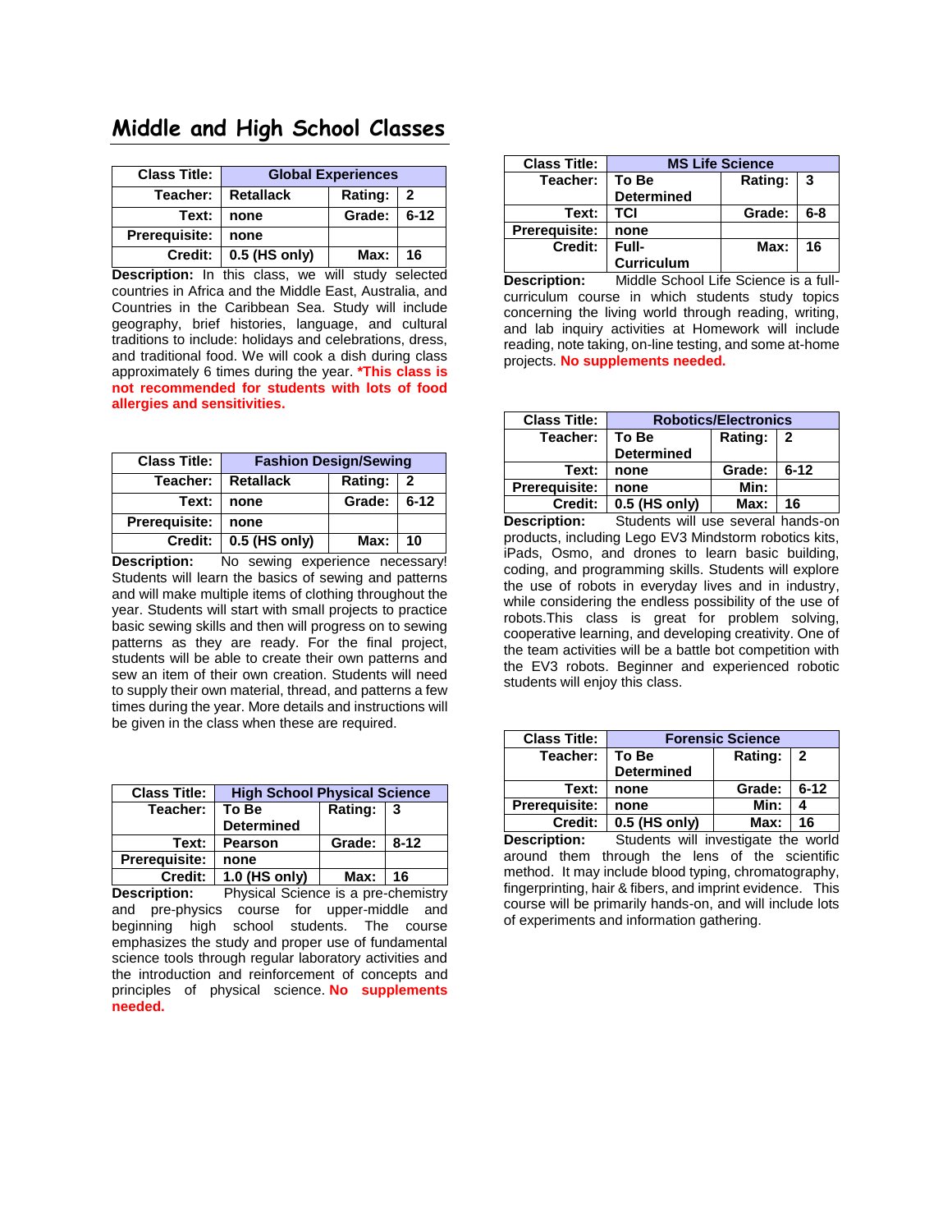# Middle and High School Classes

| Class Title: | Global Experiences | | |
|---|---|---|---|
| Teacher: | Retallack | Rating: | 2 |
| Text: | none | Grade: | 6-12 |
| Prerequisite: | none | | |
| Credit: | 0.5 (HS only) | Max: | 16 |

**Description:** In this class, we will study selected countries in Africa and the Middle East, Australia, and Countries in the Caribbean Sea. Study will include geography, brief histories, language, and cultural traditions to include: holidays and celebrations, dress, and traditional food. We will cook a dish during class approximately 6 times during the year. ***This class is not recommended for students with lots of food allergies and sensitivities.**

| Class Title: | Fashion Design/Sewing | | |
|---|---|---|---|
| Teacher: | Retallack | Rating: | 2 |
| Text: | none | Grade: | 6-12 |
| Prerequisite: | none | | |
| Credit: | 0.5 (HS only) | Max: | 10 |

**Description:** No sewing experience necessary! Students will learn the basics of sewing and patterns and will make multiple items of clothing throughout the year. Students will start with small projects to practice basic sewing skills and then will progress on to sewing patterns as they are ready. For the final project, students will be able to create their own patterns and sew an item of their own creation. Students will need to supply their own material, thread, and patterns a few times during the year. More details and instructions will be given in the class when these are required.

| Class Title: | High School Physical Science | | |
|---|---|---|---|
| Teacher: | To Be Determined | Rating: | 3 |
| Text: | Pearson | Grade: | 8-12 |
| Prerequisite: | none | | |
| Credit: | 1.0 (HS only) | Max: | 16 |

**Description:** Physical Science is a pre-chemistry and pre-physics course for upper-middle and beginning high school students. The course emphasizes the study and proper use of fundamental science tools through regular laboratory activities and the introduction and reinforcement of concepts and principles of physical science. **No supplements needed.**

| Class Title: | MS Life Science | | |
|---|---|---|---|
| Teacher: | To Be Determined | Rating: | 3 |
| Text: | TCI | Grade: | 6-8 |
| Prerequisite: | none | | |
| Credit: | Full-Curriculum | Max: | 16 |

**Description:** Middle School Life Science is a full-curriculum course in which students study topics concerning the living world through reading, writing, and lab inquiry activities at Homework will include reading, note taking, on-line testing, and some at-home projects. **No supplements needed.**

| Class Title: | Robotics/Electronics | | |
|---|---|---|---|
| Teacher: | To Be Determined | Rating: | 2 |
| Text: | none | Grade: | 6-12 |
| Prerequisite: | none | Min: | |
| Credit: | 0.5 (HS only) | Max: | 16 |

**Description:** Students will use several hands-on products, including Lego EV3 Mindstorm robotics kits, iPads, Osmo, and drones to learn basic building, coding, and programming skills. Students will explore the use of robots in everyday lives and in industry, while considering the endless possibility of the use of robots.This class is great for problem solving, cooperative learning, and developing creativity. One of the team activities will be a battle bot competition with the EV3 robots. Beginner and experienced robotic students will enjoy this class.

| Class Title: | Forensic Science | | |
|---|---|---|---|
| Teacher: | To Be Determined | Rating: | 2 |
| Text: | none | Grade: | 6-12 |
| Prerequisite: | none | Min: | 4 |
| Credit: | 0.5 (HS only) | Max: | 16 |

**Description:** Students will investigate the world around them through the lens of the scientific method. It may include blood typing, chromatography, fingerprinting, hair & fibers, and imprint evidence. This course will be primarily hands-on, and will include lots of experiments and information gathering.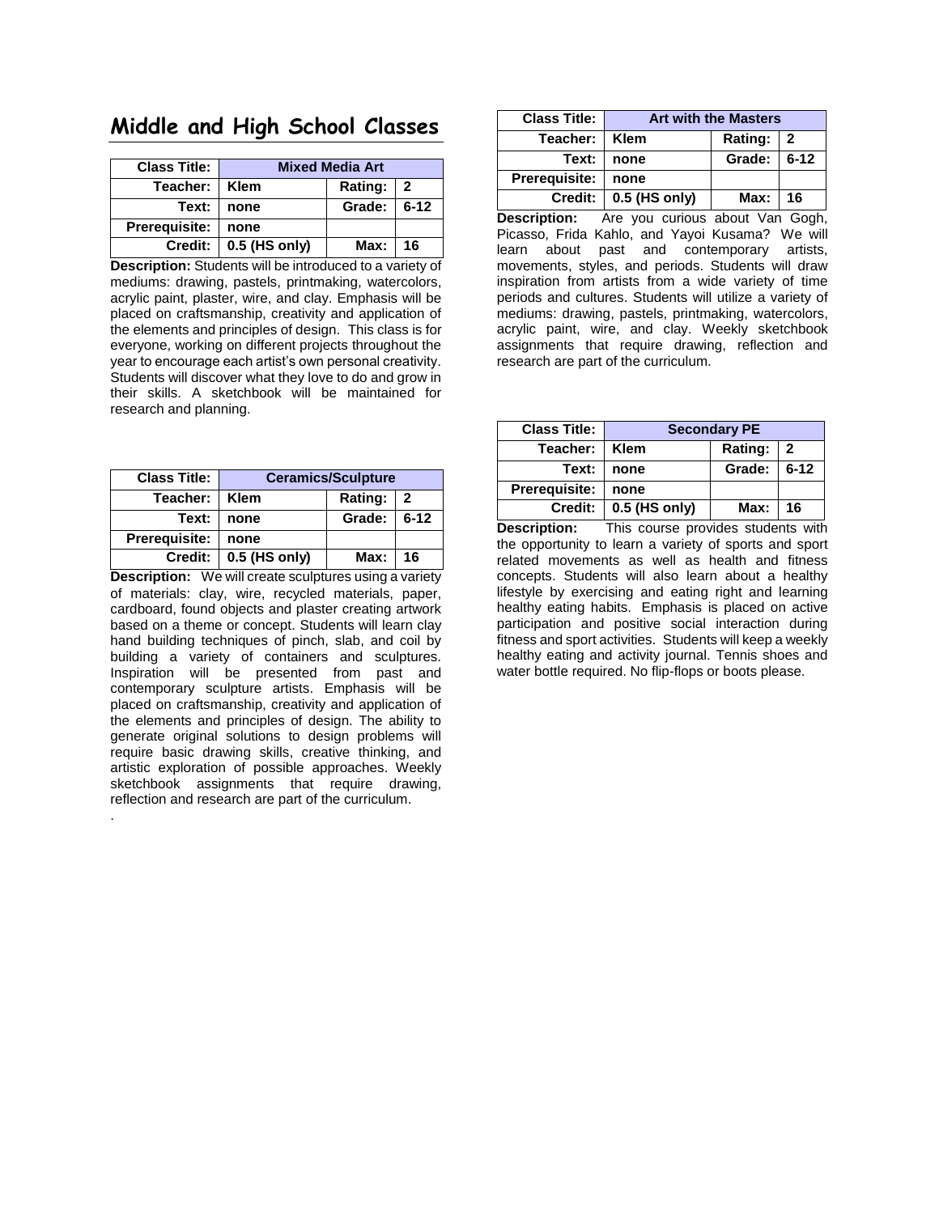## Middle and High School Classes

| | | | |
|---|---|---|---|
| **Class Title:** | **Mixed Media Art** | | |
| **Teacher:** | **Klem** | **Rating:** | **2** |
| **Text:** | **none** | **Grade:** | **6-12** |
| **Prerequisite:** | **none** | | |
| **Credit:** | **0.5 (HS only)** | **Max:** | **16** |

**Description:** Students will be introduced to a variety of mediums: drawing, pastels, printmaking, watercolors, acrylic paint, plaster, wire, and clay. Emphasis will be placed on craftsmanship, creativity and application of the elements and principles of design. This class is for everyone, working on different projects throughout the year to encourage each artist's own personal creativity. Students will discover what they love to do and grow in their skills. A sketchbook will be maintained for research and planning.

| | | | |
|---|---|---|---|
| **Class Title:** | **Ceramics/Sculpture** | | |
| **Teacher:** | **Klem** | **Rating:** | **2** |
| **Text:** | **none** | **Grade:** | **6-12** |
| **Prerequisite:** | **none** | | |
| **Credit:** | **0.5 (HS only)** | **Max:** | **16** |

**Description:** We will create sculptures using a variety of materials: clay, wire, recycled materials, paper, cardboard, found objects and plaster creating artwork based on a theme or concept. Students will learn clay hand building techniques of pinch, slab, and coil by building a variety of containers and sculptures. Inspiration will be presented from past and contemporary sculpture artists. Emphasis will be placed on craftsmanship, creativity and application of the elements and principles of design. The ability to generate original solutions to design problems will require basic drawing skills, creative thinking, and artistic exploration of possible approaches. Weekly sketchbook assignments that require drawing, reflection and research are part of the curriculum.

.

| | | | |
|---|---|---|---|
| **Class Title:** | **Art with the Masters** | | |
| **Teacher:** | **Klem** | **Rating:** | **2** |
| **Text:** | **none** | **Grade:** | **6-12** |
| **Prerequisite:** | **none** | | |
| **Credit:** | **0.5 (HS only)** | **Max:** | **16** |

**Description:** Are you curious about Van Gogh, Picasso, Frida Kahlo, and Yayoi Kusama? We will learn about past and contemporary artists, movements, styles, and periods. Students will draw inspiration from artists from a wide variety of time periods and cultures. Students will utilize a variety of mediums: drawing, pastels, printmaking, watercolors, acrylic paint, wire, and clay. Weekly sketchbook assignments that require drawing, reflection and research are part of the curriculum.

| | | | |
|---|---|---|---|
| **Class Title:** | **Secondary PE** | | |
| **Teacher:** | **Klem** | **Rating:** | **2** |
| **Text:** | **none** | **Grade:** | **6-12** |
| **Prerequisite:** | **none** | | |
| **Credit:** | **0.5 (HS only)** | **Max:** | **16** |

**Description:** This course provides students with the opportunity to learn a variety of sports and sport related movements as well as health and fitness concepts. Students will also learn about a healthy lifestyle by exercising and eating right and learning healthy eating habits. Emphasis is placed on active participation and positive social interaction during fitness and sport activities. Students will keep a weekly healthy eating and activity journal. Tennis shoes and water bottle required. No flip-flops or boots please.